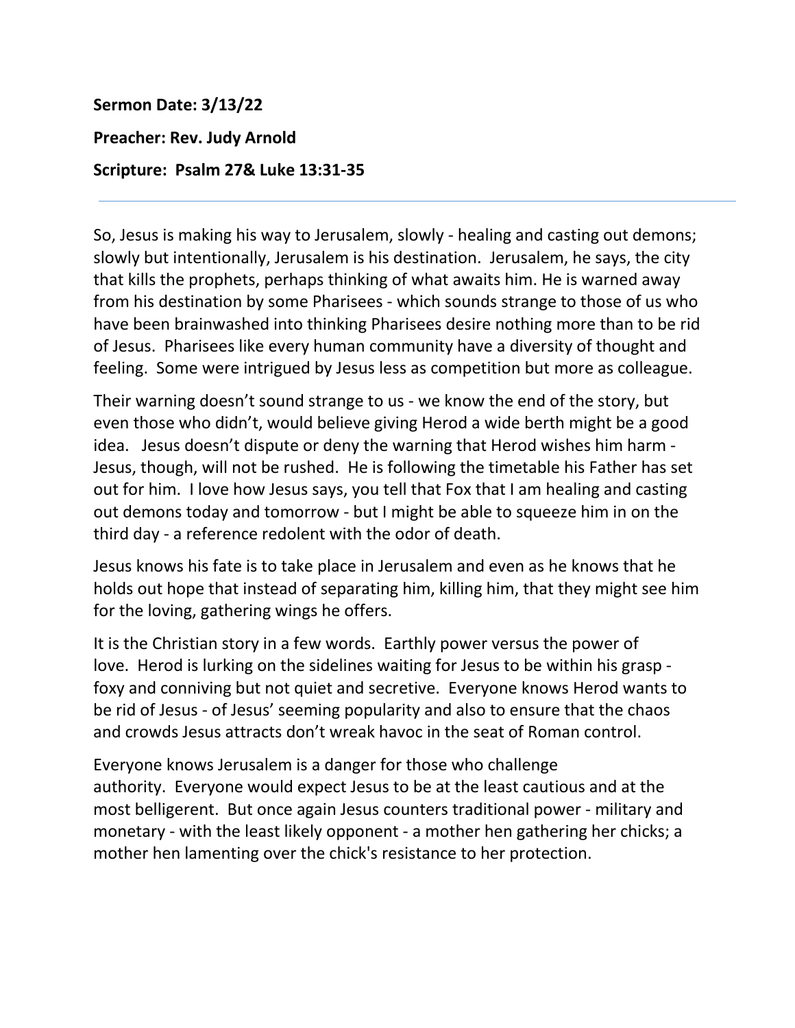**Sermon Date: 3/13/22**

**Preacher: Rev. Judy Arnold**

**Scripture: Psalm 27& Luke 13:31-35**

---

So, Jesus is making his way to Jerusalem, slowly - healing and casting out demons; slowly but intentionally, Jerusalem is his destination. Jerusalem, he says, the city that kills the prophets, perhaps thinking of what awaits him. He is warned away from his destination by some Pharisees - which sounds strange to those of us who have been brainwashed into thinking Pharisees desire nothing more than to be rid of Jesus. Pharisees like every human community have a diversity of thought and feeling. Some were intrigued by Jesus less as competition but more as colleague.

Their warning doesn't sound strange to us - we know the end of the story, but even those who didn't, would believe giving Herod a wide berth might be a good idea. Jesus doesn't dispute or deny the warning that Herod wishes him harm - Jesus, though, will not be rushed. He is following the timetable his Father has set out for him. I love how Jesus says, you tell that Fox that I am healing and casting out demons today and tomorrow - but I might be able to squeeze him in on the third day - a reference redolent with the odor of death.

Jesus knows his fate is to take place in Jerusalem and even as he knows that he holds out hope that instead of separating him, killing him, that they might see him for the loving, gathering wings he offers.

It is the Christian story in a few words. Earthly power versus the power of love. Herod is lurking on the sidelines waiting for Jesus to be within his grasp - foxy and conniving but not quiet and secretive. Everyone knows Herod wants to be rid of Jesus - of Jesus' seeming popularity and also to ensure that the chaos and crowds Jesus attracts don't wreak havoc in the seat of Roman control.

Everyone knows Jerusalem is a danger for those who challenge authority. Everyone would expect Jesus to be at the least cautious and at the most belligerent. But once again Jesus counters traditional power - military and monetary - with the least likely opponent - a mother hen gathering her chicks; a mother hen lamenting over the chick's resistance to her protection.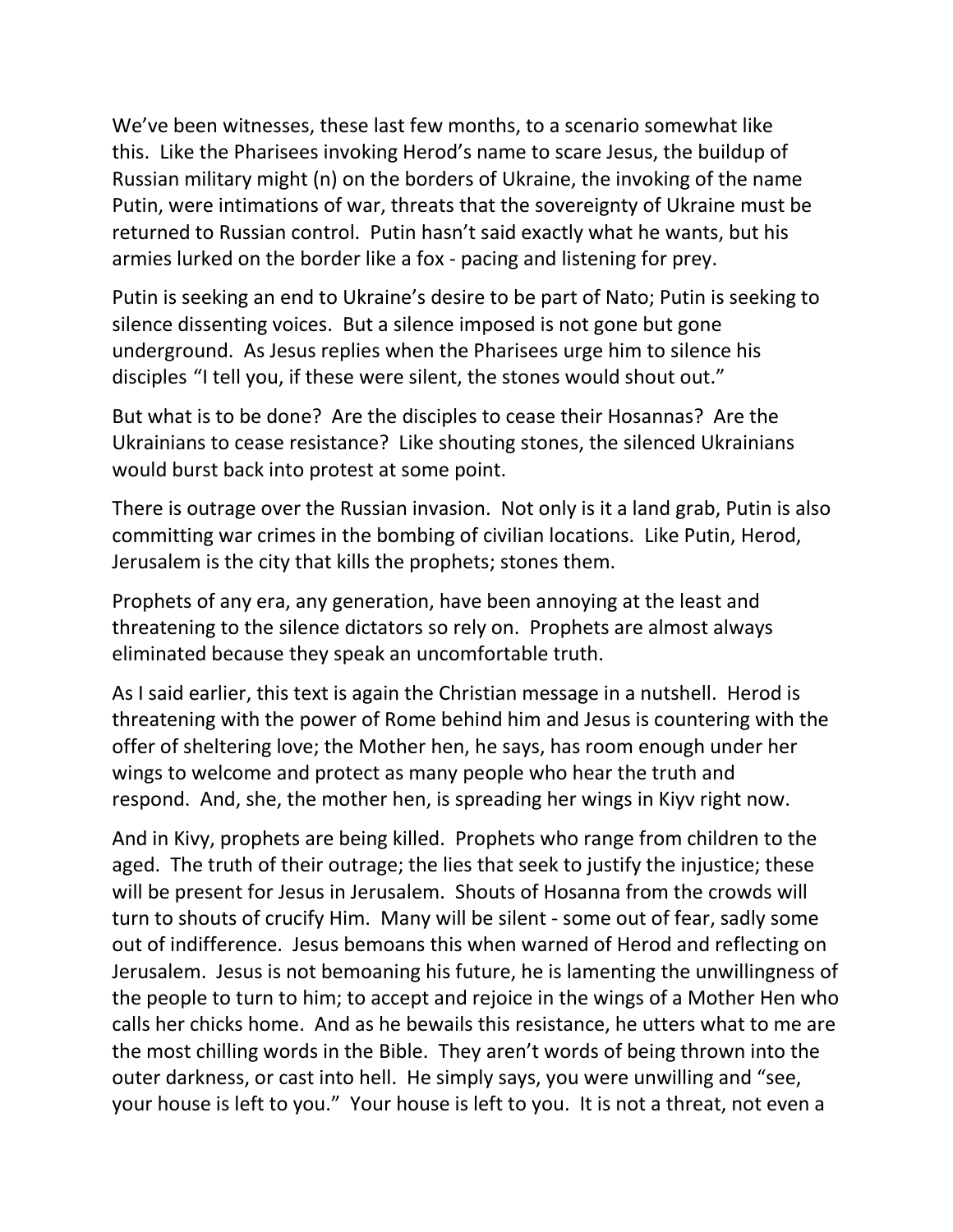We've been witnesses, these last few months, to a scenario somewhat like this. Like the Pharisees invoking Herod's name to scare Jesus, the buildup of Russian military might (n) on the borders of Ukraine, the invoking of the name Putin, were intimations of war, threats that the sovereignty of Ukraine must be returned to Russian control. Putin hasn't said exactly what he wants, but his armies lurked on the border like a fox - pacing and listening for prey.

Putin is seeking an end to Ukraine's desire to be part of Nato; Putin is seeking to silence dissenting voices. But a silence imposed is not gone but gone underground. As Jesus replies when the Pharisees urge him to silence his disciples "I tell you, if these were silent, the stones would shout out."

But what is to be done? Are the disciples to cease their Hosannas? Are the Ukrainians to cease resistance? Like shouting stones, the silenced Ukrainians would burst back into protest at some point.

There is outrage over the Russian invasion. Not only is it a land grab, Putin is also committing war crimes in the bombing of civilian locations. Like Putin, Herod, Jerusalem is the city that kills the prophets; stones them.

Prophets of any era, any generation, have been annoying at the least and threatening to the silence dictators so rely on. Prophets are almost always eliminated because they speak an uncomfortable truth.

As I said earlier, this text is again the Christian message in a nutshell. Herod is threatening with the power of Rome behind him and Jesus is countering with the offer of sheltering love; the Mother hen, he says, has room enough under her wings to welcome and protect as many people who hear the truth and respond. And, she, the mother hen, is spreading her wings in Kiyv right now.

And in Kivy, prophets are being killed. Prophets who range from children to the aged. The truth of their outrage; the lies that seek to justify the injustice; these will be present for Jesus in Jerusalem. Shouts of Hosanna from the crowds will turn to shouts of crucify Him. Many will be silent - some out of fear, sadly some out of indifference. Jesus bemoans this when warned of Herod and reflecting on Jerusalem. Jesus is not bemoaning his future, he is lamenting the unwillingness of the people to turn to him; to accept and rejoice in the wings of a Mother Hen who calls her chicks home. And as he bewails this resistance, he utters what to me are the most chilling words in the Bible. They aren't words of being thrown into the outer darkness, or cast into hell. He simply says, you were unwilling and "see, your house is left to you." Your house is left to you. It is not a threat, not even a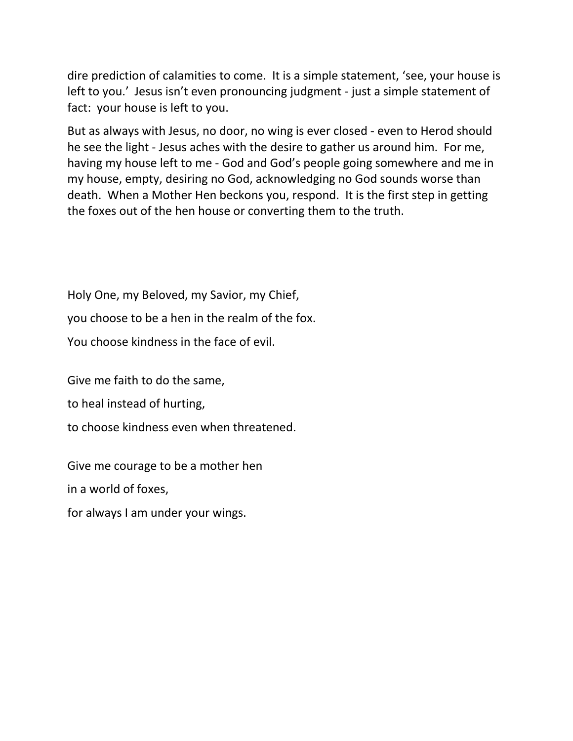dire prediction of calamities to come. It is a simple statement, 'see, your house is left to you.' Jesus isn't even pronouncing judgment - just a simple statement of fact: your house is left to you.

But as always with Jesus, no door, no wing is ever closed - even to Herod should he see the light - Jesus aches with the desire to gather us around him. For me, having my house left to me - God and God's people going somewhere and me in my house, empty, desiring no God, acknowledging no God sounds worse than death. When a Mother Hen beckons you, respond. It is the first step in getting the foxes out of the hen house or converting them to the truth.

Holy One, my Beloved, my Savior, my Chief,

you choose to be a hen in the realm of the fox.

You choose kindness in the face of evil.

Give me faith to do the same,

to heal instead of hurting,

to choose kindness even when threatened.

Give me courage to be a mother hen

in a world of foxes,

for always I am under your wings.